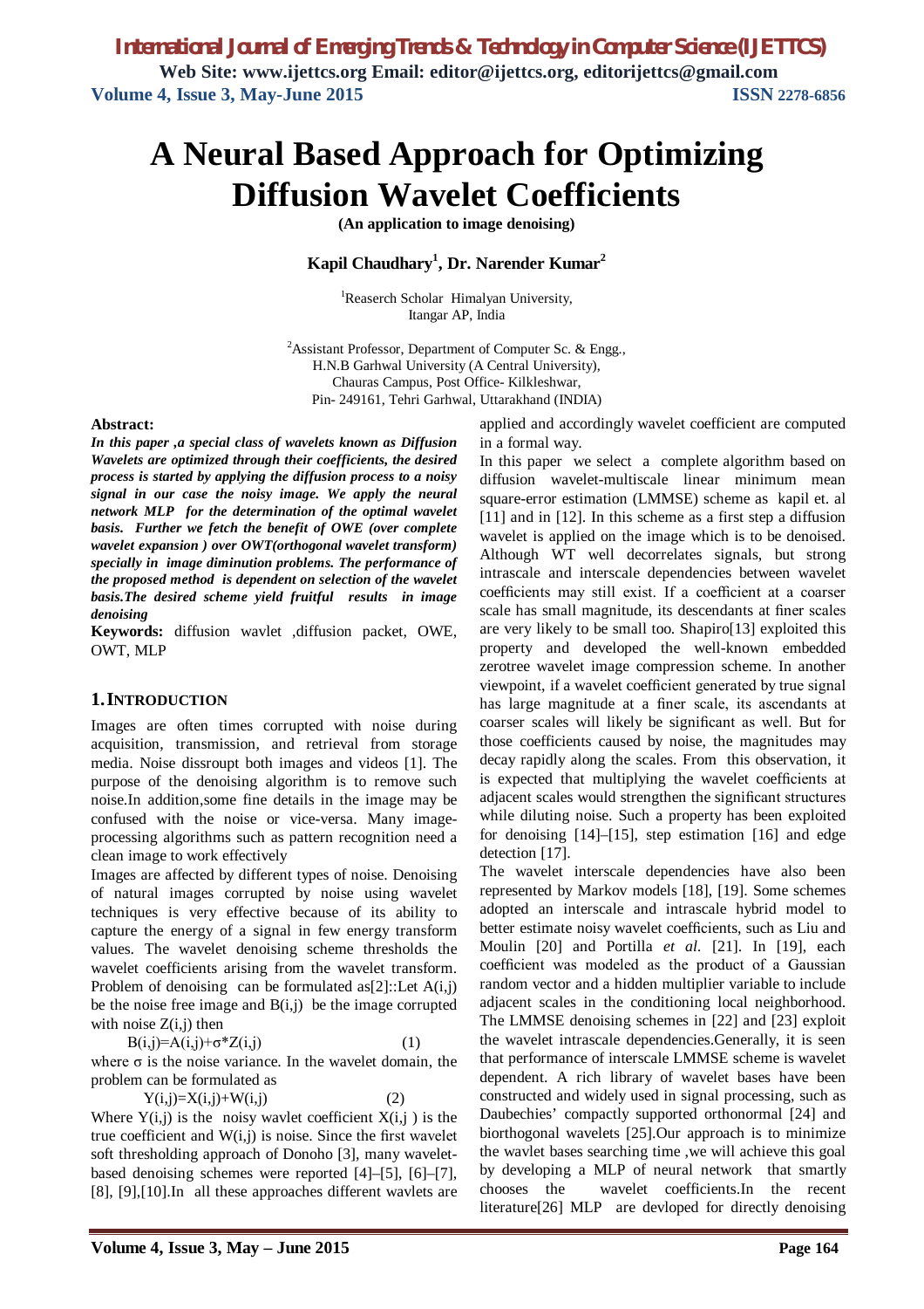# A Neural Based Approach for Optimizing Diffusion Wavelet Coefficients

**(An application to image denoising)**

**Kapil Chaudhary[1], Dr. Narender Kumar[2]**

[1]Reaserch Scholar Himalyan University, Itangar AP, India

[2]Assistant Professor, Department of Computer Sc. & Engg., H.N.B Garhwal University (A Central University), Chauras Campus, Post Office- Kilkleshwar, Pin- 249161, Tehri Garhwal, Uttarakhand (INDIA)

**Abstract:**

***In this paper ,a special class of wavelets known as Diffusion Wavelets are optimized through their coefficients, the desired process is started by applying the diffusion process to a noisy signal in our case the noisy image. We apply the neural network MLP for the determination of the optimal wavelet basis. Further we fetch the benefit of OWE (over complete wavelet expansion ) over OWT(orthogonal wavelet transform) specially in image diminution problems. The performance of the proposed method is dependent on selection of the wavelet basis.The desired scheme yield fruitful results in image denoising***

**Keywords:** diffusion wavlet ,diffusion packet, OWE, OWT, MLP

## 1. INTRODUCTION

Images are often times corrupted with noise during acquisition, transmission, and retrieval from storage media. Noise dissroupt both images and videos [1]. The purpose of the denoising algorithm is to remove such noise.In addition,some fine details in the image may be confused with the noise or vice-versa. Many image-processing algorithms such as pattern recognition need a clean image to work effectively

Images are affected by different types of noise. Denoising of natural images corrupted by noise using wavelet techniques is very effective because of its ability to capture the energy of a signal in few energy transform values. The wavelet denoising scheme thresholds the wavelet coefficients arising from the wavelet transform. Problem of denoising can be formulated as[2]::Let A(i,j) be the noise free image and B(i,j) be the image corrupted with noise Z(i,j) then

$$B(i,j)=A(i,j)+\sigma * Z(i,j) \quad (1)$$

where σ is the noise variance. In the wavelet domain, the problem can be formulated as

$$Y(i,j)=X(i,j)+W(i,j) \quad (2)$$

Where Y(i,j) is the noisy wavlet coefficient X(i,j ) is the true coefficient and W(i,j) is noise. Since the first wavelet soft thresholding approach of Donoho [3], many wavelet-based denoising schemes were reported [4]–[5], [6]–[7], [8], [9],[10].In all these approaches different wavlets are applied and accordingly wavelet coefficient are computed in a formal way.

In this paper we select a complete algorithm based on diffusion wavelet-multiscale linear minimum mean square-error estimation (LMMSE) scheme as kapil et. al [11] and in [12]. In this scheme as a first step a diffusion wavelet is applied on the image which is to be denoised. Although WT well decorrelates signals, but strong intrascale and interscale dependencies between wavelet coefficients may still exist. If a coefficient at a coarser scale has small magnitude, its descendants at finer scales are very likely to be small too. Shapiro[13] exploited this property and developed the well-known embedded zerotree wavelet image compression scheme. In another viewpoint, if a wavelet coefficient generated by true signal has large magnitude at a finer scale, its ascendants at coarser scales will likely be significant as well. But for those coefficients caused by noise, the magnitudes may decay rapidly along the scales. From this observation, it is expected that multiplying the wavelet coefficients at adjacent scales would strengthen the significant structures while diluting noise. Such a property has been exploited for denoising [14]–[15], step estimation [16] and edge detection [17].

The wavelet interscale dependencies have also been represented by Markov models [18], [19]. Some schemes adopted an interscale and intrascale hybrid model to better estimate noisy wavelet coefficients, such as Liu and Moulin [20] and Portilla *et al.* [21]. In [19], each coefficient was modeled as the product of a Gaussian random vector and a hidden multiplier variable to include adjacent scales in the conditioning local neighborhood. The LMMSE denoising schemes in [22] and [23] exploit the wavelet intrascale dependencies.Generally, it is seen that performance of interscale LMMSE scheme is wavelet dependent. A rich library of wavelet bases have been constructed and widely used in signal processing, such as Daubechies' compactly supported orthonormal [24] and biorthogonal wavelets [25].Our approach is to minimize the wavlet bases searching time ,we will achieve this goal by developing a MLP of neural network that smartly chooses the wavelet coefficients.In the recent literature[26] MLP are devloped for directly denoising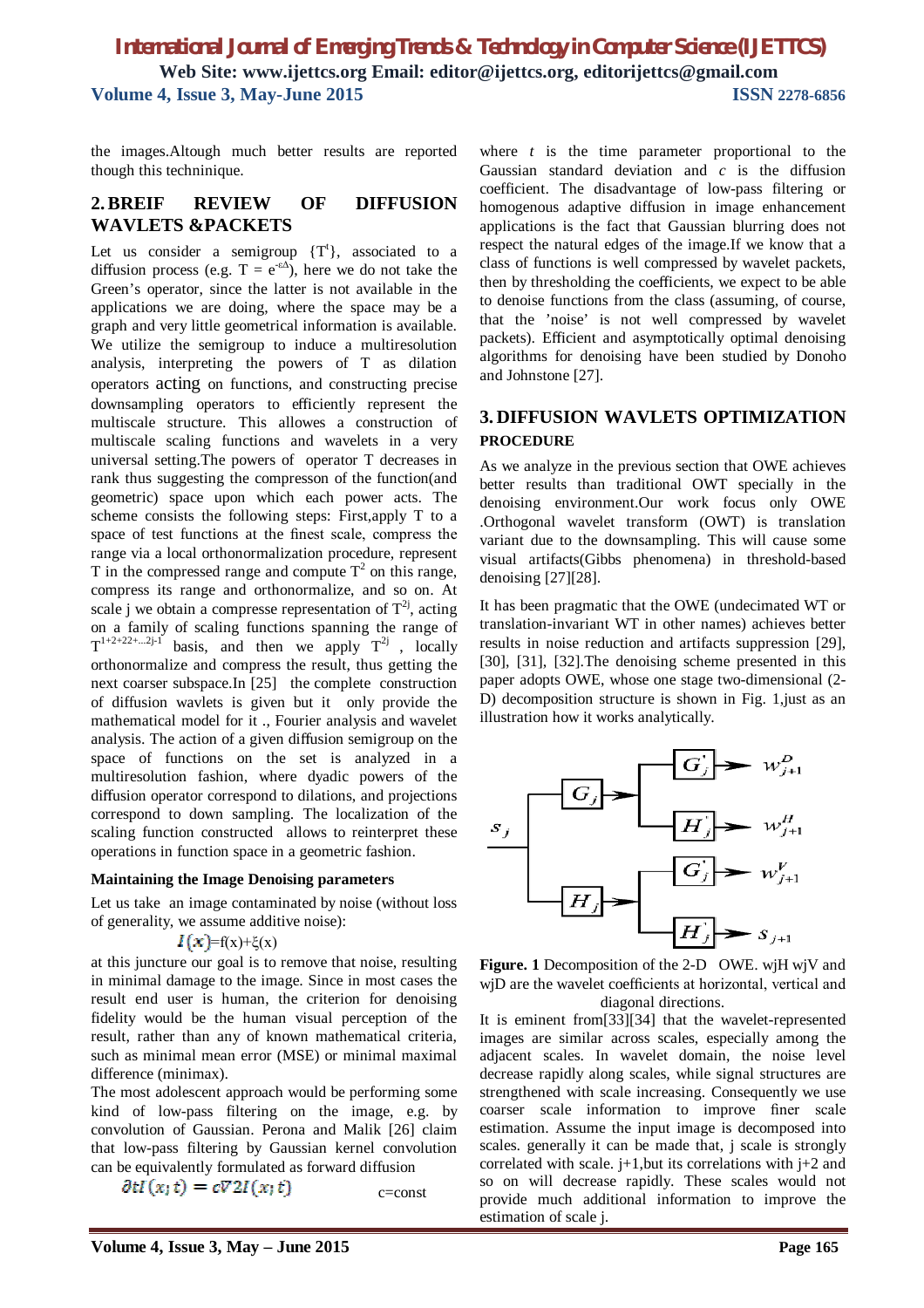the images.Altough much better results are reported though this techninique.

## 2. BREIF REVIEW OF DIFFUSION WAVLETS &PACKETS

Let us consider a semigroup $\{T^t\}$, associated to a diffusion process (e.g. $T = e^{-\varepsilon\Delta}$), here we do not take the Green's operator, since the latter is not available in the applications we are doing, where the space may be a graph and very little geometrical information is available. We utilize the semigroup to induce a multiresolution analysis, interpreting the powers of T as dilation operators acting on functions, and constructing precise downsampling operators to efficiently represent the multiscale structure. This allows a construction of multiscale scaling functions and wavelets in a very universal setting.The powers of operator T decreases in rank thus suggesting the compresson of the function(and geometric) space upon which each power acts. The scheme consists the following steps: First,apply T to a space of test functions at the finest scale, compress the range via a local orthonormalization procedure, represent T in the compressed range and compute $T^2$ on this range, compress its range and orthonormalize, and so on. At scale j we obtain a compresse representation of $T^{2j}$, acting on a family of scaling functions spanning the range of $T^{1+2+22+...2j-1}$ basis, and then we apply $T^{2j}$ , locally orthonormalize and compress the result, thus getting the next coarser subspace.In [25] the complete construction of diffusion wavlets is given but it only provide the mathematical model for it ., Fourier analysis and wavelet analysis. The action of a given diffusion semigroup on the space of functions on the set is analyzed in a multiresolution fashion, where dyadic powers of the diffusion operator correspond to dilations, and projections correspond to down sampling. The localization of the scaling function constructed allows to reinterpret these operations in function space in a geometric fashion.

### Maintaining the Image Denoising parameters

Let us take an image contaminated by noise (without loss of generality, we assume additive noise):

$$I(x)=f(x)+\xi(x)$$

at this juncture our goal is to remove that noise, resulting in minimal damage to the image. Since in most cases the result end user is human, the criterion for denoising fidelity would be the human visual perception of the result, rather than any of known mathematical criteria, such as minimal mean error (MSE) or minimal maximal difference (minimax).

The most adolescent approach would be performing some kind of low-pass filtering on the image, e.g. by convolution of Gaussian. Perona and Malik [26] claim that low-pass filtering by Gaussian kernel convolution can be equivalently formulated as forward diffusion

$$\partial t I(x;t) = c\nabla 2 I(x;t) \qquad \text{c=const}$$

where $t$ is the time parameter proportional to the Gaussian standard deviation and $c$ is the diffusion coefficient. The disadvantage of low-pass filtering or homogenous adaptive diffusion in image enhancement applications is the fact that Gaussian blurring does not respect the natural edges of the image.If we know that a class of functions is well compressed by wavelet packets, then by thresholding the coefficients, we expect to be able to denoise functions from the class (assuming, of course, that the 'noise' is not well compressed by wavelet packets). Efficient and asymptotically optimal denoising algorithms for denoising have been studied by Donoho and Johnstone [27].

## 3. DIFFUSION WAVLETS OPTIMIZATION PROCEDURE

As we analyze in the previous section that OWE achieves better results than traditional OWT specially in the denoising environment.Our work focus only OWE .Orthogonal wavelet transform (OWT) is translation variant due to the downsampling. This will cause some visual artifacts(Gibbs phenomena) in threshold-based denoising [27][28].

It has been pragmatic that the OWE (undecimated WT or translation-invariant WT in other names) achieves better results in noise reduction and artifacts suppression [29], [30], [31], [32].The denoising scheme presented in this paper adopts OWE, whose one stage two-dimensional (2-D) decomposition structure is shown in Fig. 1,just as an illustration how it works analytically.

**Figure. 1** Decomposition of the 2-D OWE. wjH wjV and wjD are the wavelet coefficients at horizontal, vertical and diagonal directions.

It is eminent from[33][34] that the wavelet-represented images are similar across scales, especially among the adjacent scales. In wavelet domain, the noise level decrease rapidly along scales, while signal structures are strengthened with scale increasing. Consequently we use coarser scale information to improve finer scale estimation. Assume the input image is decomposed into scales. generally it can be made that, j scale is strongly correlated with scale. j+1,but its correlations with j+2 and so on will decrease rapidly. These scales would not provide much additional information to improve the estimation of scale j.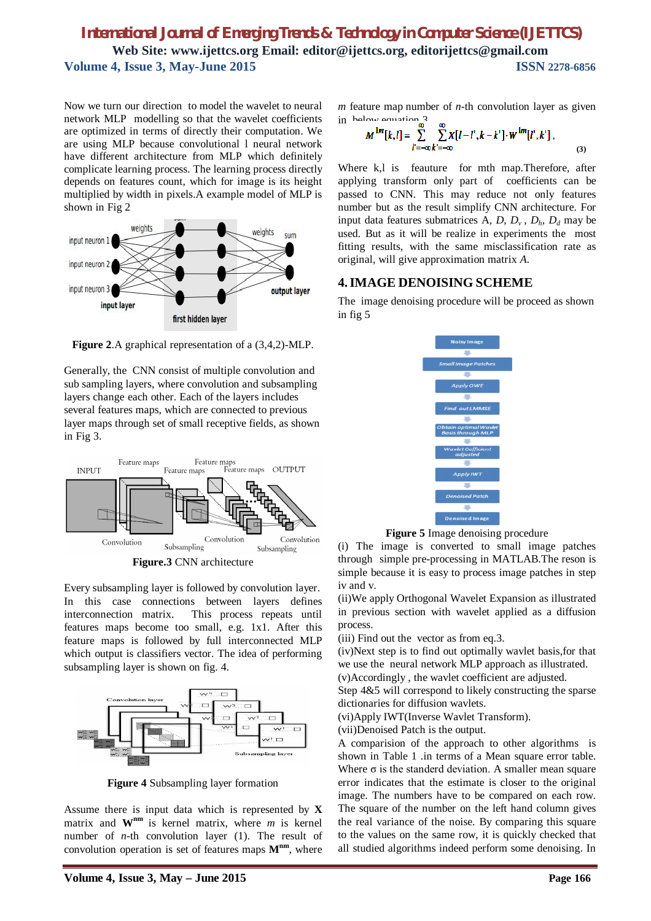Now we turn our direction to model the wavelet to neural network MLP modelling so that the wavelet coefficients are optimized in terms of directly their computation. We are using MLP because convolutional l neural network have different architecture from MLP which definitely complicate learning process. The learning process directly depends on features count, which for image is its height multiplied by width in pixels.A example model of MLP is shown in Fig 2

**Figure 2**.A graphical representation of a (3,4,2)-MLP.

Generally, the CNN consist of multiple convolution and sub sampling layers, where convolution and subsampling layers change each other. Each of the layers includes several features maps, which are connected to previous layer maps through set of small receptive fields, as shown in Fig 3.

**Figure.3** CNN architecture

Every subsampling layer is followed by convolution layer. In this case connections between layers defines interconnection matrix. This process repeats until features maps become too small, e.g. 1x1. After this feature maps is followed by full interconnected MLP which output is classifiers vector. The idea of performing subsampling layer is shown on fig. 4.

**Figure 4** Subsampling layer formation

Assume there is input data which is represented by **X** matrix and $\mathbf{W^{nm}}$ is kernel matrix, where *m* is kernel number of *n*-th convolution layer (1). The result of convolution operation is set of features maps $\mathbf{M^{nm}}$, where *m* feature map number of *n*-th convolution layer as given in below equation 3

$$M^{lm}[k,l] = \sum_{l'=-\infty}^{\infty} \sum_{k'=-\infty}^{\infty} X[l-l',k-k'] \cdot W^{lm}[l',k'], \tag{3}$$

Where k,l is feauture for mth map.Therefore, after applying transform only part of coefficients can be passed to CNN. This may reduce not only features number but as the result simplify CNN architecture. For input data features submatrices A, *D*, $D_v$ , $D_h$, $D_d$ may be used. But as it will be realize in experiments the most fitting results, with the same misclassification rate as original, will give approximation matrix *A*.

## 4. IMAGE DENOISING SCHEME

The image denoising procedure will be proceed as shown in fig 5

**Figure 5** Image denoising procedure

(i) The image is converted to small image patches through simple pre-processing in MATLAB.The reson is simple because it is easy to process image patches in step iv and v.

(ii)We apply Orthogonal Wavelet Expansion as illustrated in previous section with wavelet applied as a diffusion process.

(iii) Find out the vector as from eq.3.

(iv)Next step is to find out optimally wavlet basis,for that we use the neural network MLP approach as illustrated.

(v)Accordingly , the wavlet coefficient are adjusted.

Step 4&5 will correspond to likely constructing the sparse dictionaries for diffusion wavlets.

(vi)Apply IWT(Inverse Wavelet Transform).

(vii)Denoised Patch is the output.

A comparision of the approach to other algorithms is shown in Table 1 .in terms of a Mean square error table. Where σ is the standerd deviation. A smaller mean square error indicates that the estimate is closer to the original image. The numbers have to be compared on each row. The square of the number on the left hand column gives the real variance of the noise. By comparing this square to the values on the same row, it is quickly checked that all studied algorithms indeed perform some denoising. In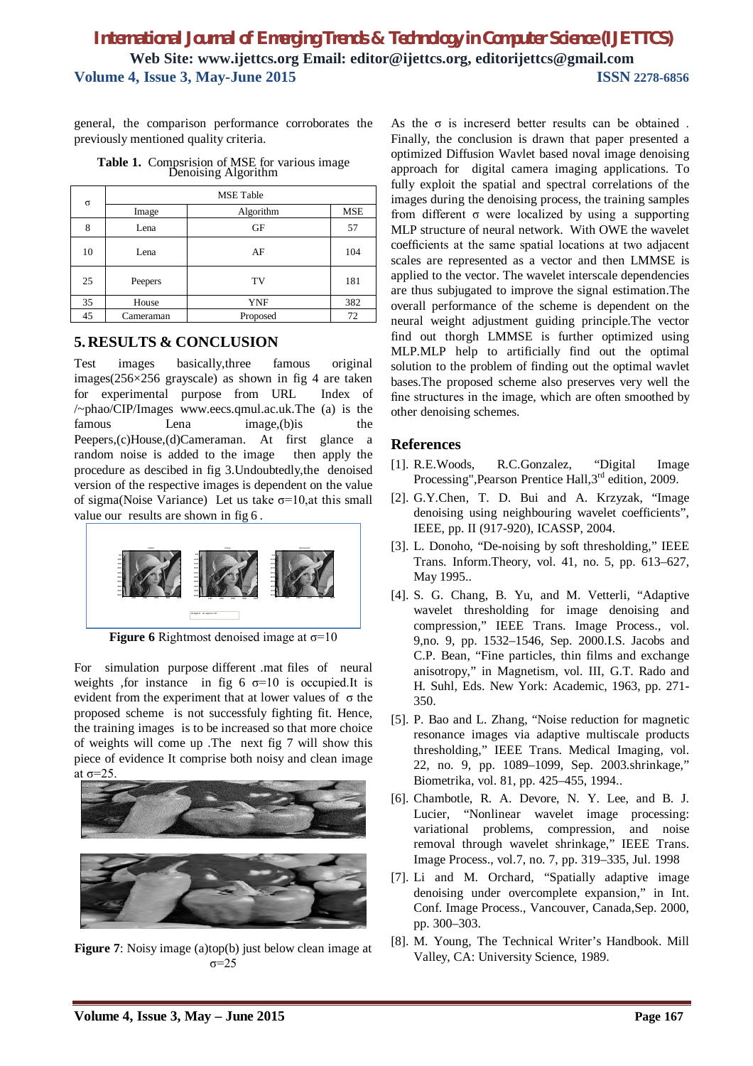general, the comparison performance corroborates the previously mentioned quality criteria.

**Table 1.** Compsrision of MSE for various image Denoising Algorithm

| σ | MSE Table | | |
|---|---|---|---|
| | Image | Algorithm | MSE |
| 8 | Lena | GF | 57 |
| 10 | Lena | AF | 104 |
| 25 | Peepers | TV | 181 |
| 35 | House | YNF | 382 |
| 45 | Cameraman | Proposed | 72 |

## 5. RESULTS & CONCLUSION

Test images basically,three famous original images(256×256 grayscale) as shown in fig 4 are taken for experimental purpose from URL Index of /~phao/CIP/Images www.eecs.qmul.ac.uk.The (a) is the famous Lena image,(b)is the Peepers,(c)House,(d)Cameraman. At first glance a random noise is added to the image then apply the procedure as descibed in fig 3.Undoubtedly,the denoised version of the respective images is dependent on the value of sigma(Noise Variance) Let us take σ=10,at this small value our results are shown in fig 6 .

**Figure 6** Rightmost denoised image at σ=10

For simulation purpose different .mat files of neural weights ,for instance in fig 6 σ=10 is occupied.It is evident from the experiment that at lower values of σ the proposed scheme is not successfuly fighting fit. Hence, the training images is to be increased so that more choice of weights will come up .The next fig 7 will show this piece of evidence It comprise both noisy and clean image at σ=25.

**Figure 7**: Noisy image (a)top(b) just below clean image at σ=25

As the σ is increserd better results can be obtained . Finally, the conclusion is drawn that paper presented a optimized Diffusion Wavlet based noval image denoising approach for digital camera imaging applications. To fully exploit the spatial and spectral correlations of the images during the denoising process, the training samples from different σ were localized by using a supporting MLP structure of neural network. With OWE the wavelet coefficients at the same spatial locations at two adjacent scales are represented as a vector and then LMMSE is applied to the vector. The wavelet interscale dependencies are thus subjugated to improve the signal estimation.The overall performance of the scheme is dependent on the neural weight adjustment guiding principle.The vector find out thorgh LMMSE is further optimized using MLP.MLP help to artificially find out the optimal solution to the problem of finding out the optimal wavlet bases.The proposed scheme also preserves very well the fine structures in the image, which are often smoothed by other denoising schemes.

## References

[1]. R.E.Woods, R.C.Gonzalez, "Digital Image Processing",Pearson Prentice Hall,3rd edition, 2009.

[2]. G.Y.Chen, T. D. Bui and A. Krzyzak, "Image denoising using neighbouring wavelet coefficients", IEEE, pp. II (917-920), ICASSP, 2004.

[3]. L. Donoho, "De-noising by soft thresholding," IEEE Trans. Inform.Theory, vol. 41, no. 5, pp. 613–627, May 1995..

[4]. S. G. Chang, B. Yu, and M. Vetterli, "Adaptive wavelet thresholding for image denoising and compression," IEEE Trans. Image Process., vol. 9,no. 9, pp. 1532–1546, Sep. 2000.I.S. Jacobs and C.P. Bean, "Fine particles, thin films and exchange anisotropy," in Magnetism, vol. III, G.T. Rado and H. Suhl, Eds. New York: Academic, 1963, pp. 271-350.

[5]. P. Bao and L. Zhang, "Noise reduction for magnetic resonance images via adaptive multiscale products thresholding," IEEE Trans. Medical Imaging, vol. 22, no. 9, pp. 1089–1099, Sep. 2003.shrinkage," Biometrika, vol. 81, pp. 425–455, 1994..

[6]. Chambotle, R. A. Devore, N. Y. Lee, and B. J. Lucier, "Nonlinear wavelet image processing: variational problems, compression, and noise removal through wavelet shrinkage," IEEE Trans. Image Process., vol.7, no. 7, pp. 319–335, Jul. 1998

[7]. Li and M. Orchard, "Spatially adaptive image denoising under overcomplete expansion," in Int. Conf. Image Process., Vancouver, Canada,Sep. 2000, pp. 300–303.

[8]. M. Young, The Technical Writer's Handbook. Mill Valley, CA: University Science, 1989.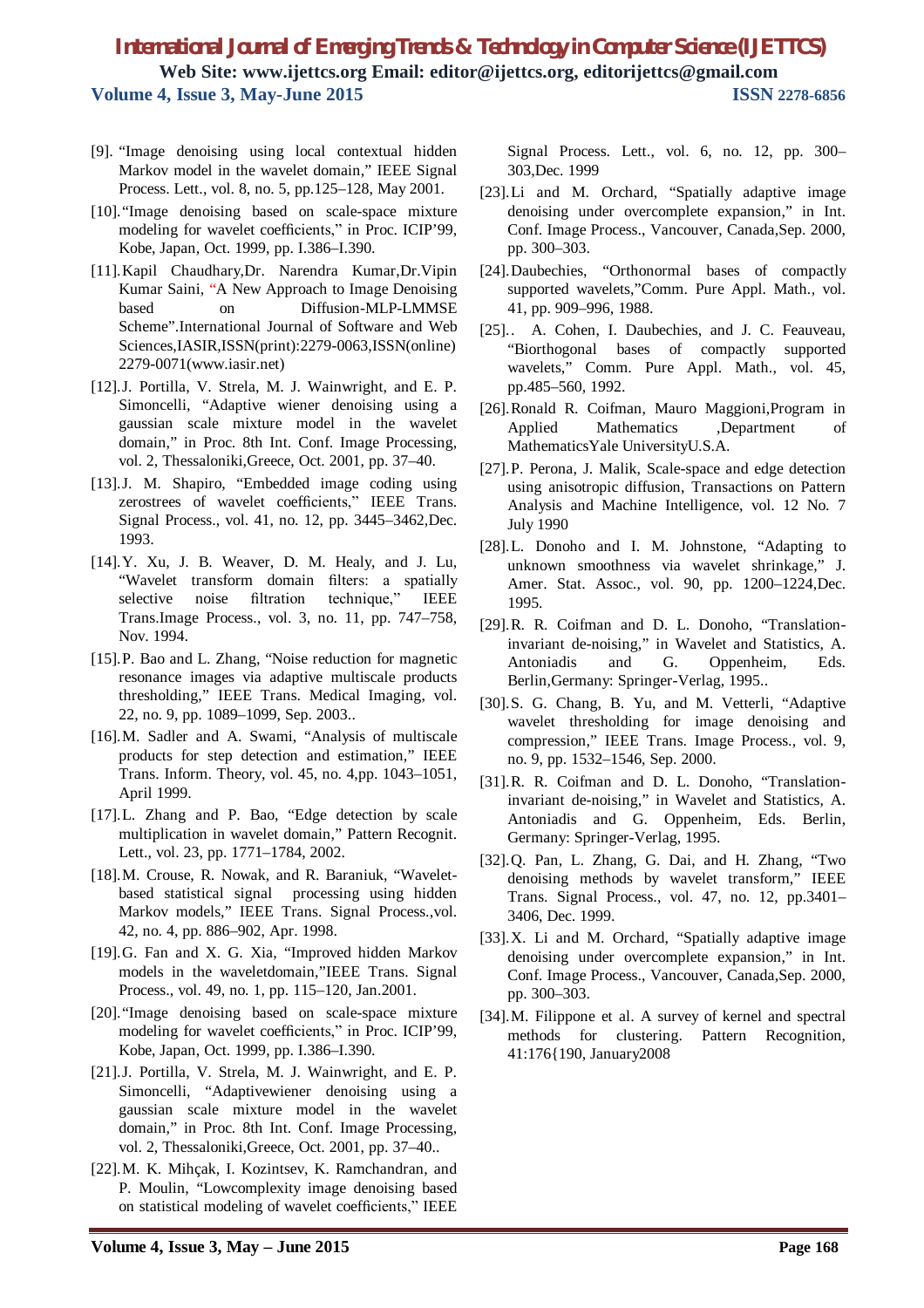[9]. "Image denoising using local contextual hidden Markov model in the wavelet domain," IEEE Signal Process. Lett., vol. 8, no. 5, pp.125–128, May 2001.

[10]. "Image denoising based on scale-space mixture modeling for wavelet coefficients," in Proc. ICIP'99, Kobe, Japan, Oct. 1999, pp. I.386–I.390.

[11]. Kapil Chaudhary,Dr. Narendra Kumar,Dr.Vipin Kumar Saini, "A New Approach to Image Denoising based on Diffusion-MLP-LMMSE Scheme".International Journal of Software and Web Sciences,IASIR,ISSN(print):2279-0063,ISSN(online) 2279-0071(www.iasir.net)

[12]. J. Portilla, V. Strela, M. J. Wainwright, and E. P. Simoncelli, "Adaptive wiener denoising using a gaussian scale mixture model in the wavelet domain," in Proc. 8th Int. Conf. Image Processing, vol. 2, Thessaloniki,Greece, Oct. 2001, pp. 37–40.

[13]. J. M. Shapiro, "Embedded image coding using zerostrees of wavelet coefficients," IEEE Trans. Signal Process., vol. 41, no. 12, pp. 3445–3462,Dec. 1993.

[14]. Y. Xu, J. B. Weaver, D. M. Healy, and J. Lu, "Wavelet transform domain filters: a spatially selective noise filtration technique," IEEE Trans.Image Process., vol. 3, no. 11, pp. 747–758, Nov. 1994.

[15]. P. Bao and L. Zhang, "Noise reduction for magnetic resonance images via adaptive multiscale products thresholding," IEEE Trans. Medical Imaging, vol. 22, no. 9, pp. 1089–1099, Sep. 2003..

[16]. M. Sadler and A. Swami, "Analysis of multiscale products for step detection and estimation," IEEE Trans. Inform. Theory, vol. 45, no. 4,pp. 1043–1051, April 1999.

[17]. L. Zhang and P. Bao, "Edge detection by scale multiplication in wavelet domain," Pattern Recognit. Lett., vol. 23, pp. 1771–1784, 2002.

[18]. M. Crouse, R. Nowak, and R. Baraniuk, "Wavelet-based statistical signal processing using hidden Markov models," IEEE Trans. Signal Process.,vol. 42, no. 4, pp. 886–902, Apr. 1998.

[19]. G. Fan and X. G. Xia, "Improved hidden Markov models in the waveletdomain,"IEEE Trans. Signal Process., vol. 49, no. 1, pp. 115–120, Jan.2001.

[20]. "Image denoising based on scale-space mixture modeling for wavelet coefficients," in Proc. ICIP'99, Kobe, Japan, Oct. 1999, pp. I.386–I.390.

[21]. J. Portilla, V. Strela, M. J. Wainwright, and E. P. Simoncelli, "Adaptivewiener denoising using a gaussian scale mixture model in the wavelet domain," in Proc. 8th Int. Conf. Image Processing, vol. 2, Thessaloniki,Greece, Oct. 2001, pp. 37–40..

[22]. M. K. Mihçak, I. Kozintsev, K. Ramchandran, and P. Moulin, "Lowcomplexity image denoising based on statistical modeling of wavelet coefficients," IEEE Signal Process. Lett., vol. 6, no. 12, pp. 300–303,Dec. 1999

[23]. Li and M. Orchard, "Spatially adaptive image denoising under overcomplete expansion," in Int. Conf. Image Process., Vancouver, Canada,Sep. 2000, pp. 300–303.

[24]. Daubechies, "Orthonormal bases of compactly supported wavelets,"Comm. Pure Appl. Math., vol. 41, pp. 909–996, 1988.

[25].. A. Cohen, I. Daubechies, and J. C. Feauveau, "Biorthogonal bases of compactly supported wavelets," Comm. Pure Appl. Math., vol. 45, pp.485–560, 1992.

[26]. Ronald R. Coifman, Mauro Maggioni,Program in Applied Mathematics ,Department of MathematicsYale UniversityU.S.A.

[27]. P. Perona, J. Malik, Scale-space and edge detection using anisotropic diffusion, Transactions on Pattern Analysis and Machine Intelligence, vol. 12 No. 7 July 1990

[28]. L. Donoho and I. M. Johnstone, "Adapting to unknown smoothness via wavelet shrinkage," J. Amer. Stat. Assoc., vol. 90, pp. 1200–1224,Dec. 1995.

[29]. R. R. Coifman and D. L. Donoho, "Translation-invariant de-noising," in Wavelet and Statistics, A. Antoniadis and G. Oppenheim, Eds. Berlin,Germany: Springer-Verlag, 1995..

[30]. S. G. Chang, B. Yu, and M. Vetterli, "Adaptive wavelet thresholding for image denoising and compression," IEEE Trans. Image Process., vol. 9, no. 9, pp. 1532–1546, Sep. 2000.

[31]. R. R. Coifman and D. L. Donoho, "Translation-invariant de-noising," in Wavelet and Statistics, A. Antoniadis and G. Oppenheim, Eds. Berlin, Germany: Springer-Verlag, 1995.

[32]. Q. Pan, L. Zhang, G. Dai, and H. Zhang, "Two denoising methods by wavelet transform," IEEE Trans. Signal Process., vol. 47, no. 12, pp.3401–3406, Dec. 1999.

[33]. X. Li and M. Orchard, "Spatially adaptive image denoising under overcomplete expansion," in Int. Conf. Image Process., Vancouver, Canada,Sep. 2000, pp. 300–303.

[34]. M. Filippone et al. A survey of kernel and spectral methods for clustering. Pattern Recognition, 41:176{190, January2008